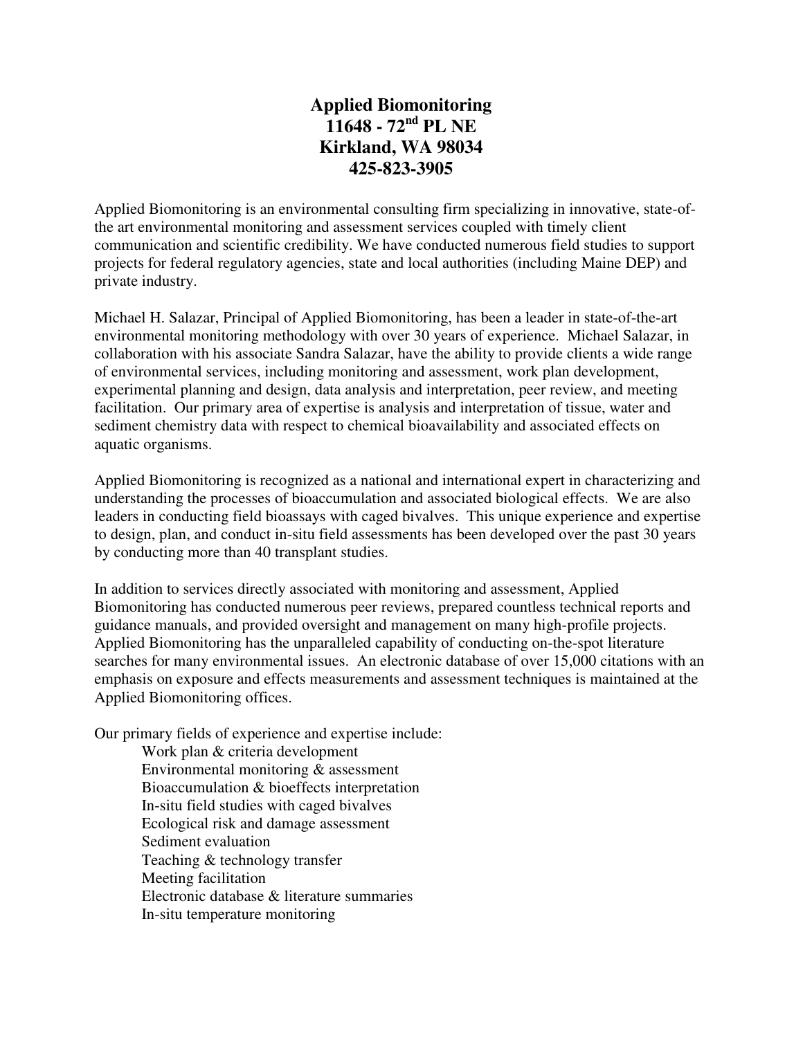# Applied Biomonitoring
**11648 - 72nd PL NE**
**Kirkland, WA 98034**
**425-823-3905**

Applied Biomonitoring is an environmental consulting firm specializing in innovative, state-of-the art environmental monitoring and assessment services coupled with timely client communication and scientific credibility. We have conducted numerous field studies to support projects for federal regulatory agencies, state and local authorities (including Maine DEP) and private industry.

Michael H. Salazar, Principal of Applied Biomonitoring, has been a leader in state-of-the-art environmental monitoring methodology with over 30 years of experience. Michael Salazar, in collaboration with his associate Sandra Salazar, have the ability to provide clients a wide range of environmental services, including monitoring and assessment, work plan development, experimental planning and design, data analysis and interpretation, peer review, and meeting facilitation. Our primary area of expertise is analysis and interpretation of tissue, water and sediment chemistry data with respect to chemical bioavailability and associated effects on aquatic organisms.

Applied Biomonitoring is recognized as a national and international expert in characterizing and understanding the processes of bioaccumulation and associated biological effects. We are also leaders in conducting field bioassays with caged bivalves. This unique experience and expertise to design, plan, and conduct in-situ field assessments has been developed over the past 30 years by conducting more than 40 transplant studies.

In addition to services directly associated with monitoring and assessment, Applied Biomonitoring has conducted numerous peer reviews, prepared countless technical reports and guidance manuals, and provided oversight and management on many high-profile projects. Applied Biomonitoring has the unparalleled capability of conducting on-the-spot literature searches for many environmental issues. An electronic database of over 15,000 citations with an emphasis on exposure and effects measurements and assessment techniques is maintained at the Applied Biomonitoring offices.

Our primary fields of experience and expertise include:

- Work plan & criteria development
- Environmental monitoring & assessment
- Bioaccumulation & bioeffects interpretation
- In-situ field studies with caged bivalves
- Ecological risk and damage assessment
- Sediment evaluation
- Teaching & technology transfer
- Meeting facilitation
- Electronic database & literature summaries
- In-situ temperature monitoring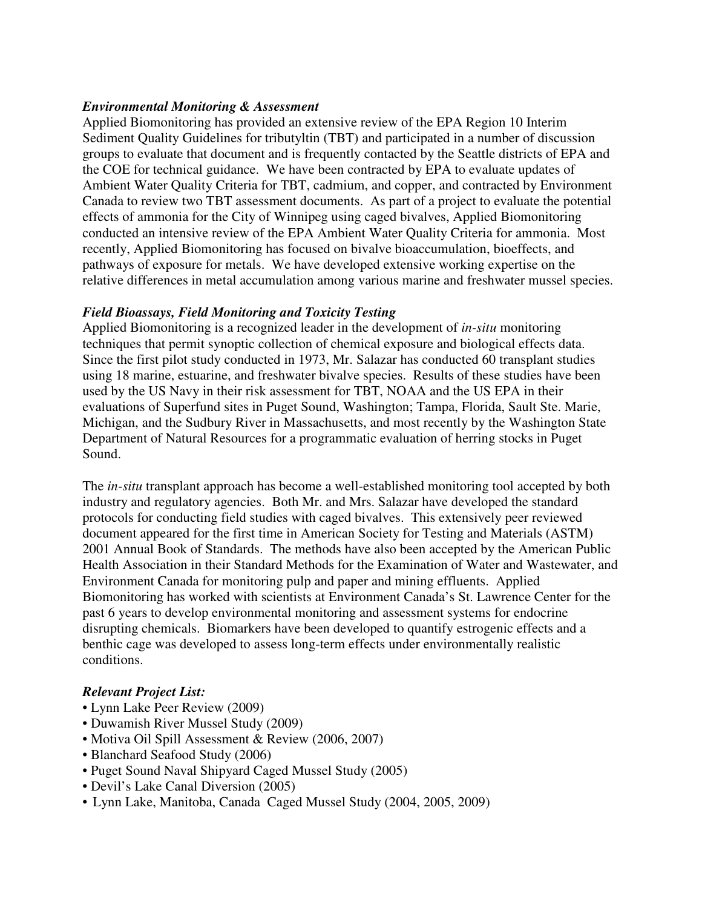### *Environmental Monitoring & Assessment*

Applied Biomonitoring has provided an extensive review of the EPA Region 10 Interim Sediment Quality Guidelines for tributyltin (TBT) and participated in a number of discussion groups to evaluate that document and is frequently contacted by the Seattle districts of EPA and the COE for technical guidance. We have been contracted by EPA to evaluate updates of Ambient Water Quality Criteria for TBT, cadmium, and copper, and contracted by Environment Canada to review two TBT assessment documents. As part of a project to evaluate the potential effects of ammonia for the City of Winnipeg using caged bivalves, Applied Biomonitoring conducted an intensive review of the EPA Ambient Water Quality Criteria for ammonia. Most recently, Applied Biomonitoring has focused on bivalve bioaccumulation, bioeffects, and pathways of exposure for metals. We have developed extensive working expertise on the relative differences in metal accumulation among various marine and freshwater mussel species.

### *Field Bioassays, Field Monitoring and Toxicity Testing*

Applied Biomonitoring is a recognized leader in the development of *in-situ* monitoring techniques that permit synoptic collection of chemical exposure and biological effects data. Since the first pilot study conducted in 1973, Mr. Salazar has conducted 60 transplant studies using 18 marine, estuarine, and freshwater bivalve species. Results of these studies have been used by the US Navy in their risk assessment for TBT, NOAA and the US EPA in their evaluations of Superfund sites in Puget Sound, Washington; Tampa, Florida, Sault Ste. Marie, Michigan, and the Sudbury River in Massachusetts, and most recently by the Washington State Department of Natural Resources for a programmatic evaluation of herring stocks in Puget Sound.

The *in-situ* transplant approach has become a well-established monitoring tool accepted by both industry and regulatory agencies. Both Mr. and Mrs. Salazar have developed the standard protocols for conducting field studies with caged bivalves. This extensively peer reviewed document appeared for the first time in American Society for Testing and Materials (ASTM) 2001 Annual Book of Standards. The methods have also been accepted by the American Public Health Association in their Standard Methods for the Examination of Water and Wastewater, and Environment Canada for monitoring pulp and paper and mining effluents. Applied Biomonitoring has worked with scientists at Environment Canada's St. Lawrence Center for the past 6 years to develop environmental monitoring and assessment systems for endocrine disrupting chemicals. Biomarkers have been developed to quantify estrogenic effects and a benthic cage was developed to assess long-term effects under environmentally realistic conditions.

### *Relevant Project List:*

- Lynn Lake Peer Review (2009)
- Duwamish River Mussel Study (2009)
- Motiva Oil Spill Assessment & Review (2006, 2007)
- Blanchard Seafood Study (2006)
- Puget Sound Naval Shipyard Caged Mussel Study (2005)
- Devil's Lake Canal Diversion (2005)
- Lynn Lake, Manitoba, Canada Caged Mussel Study (2004, 2005, 2009)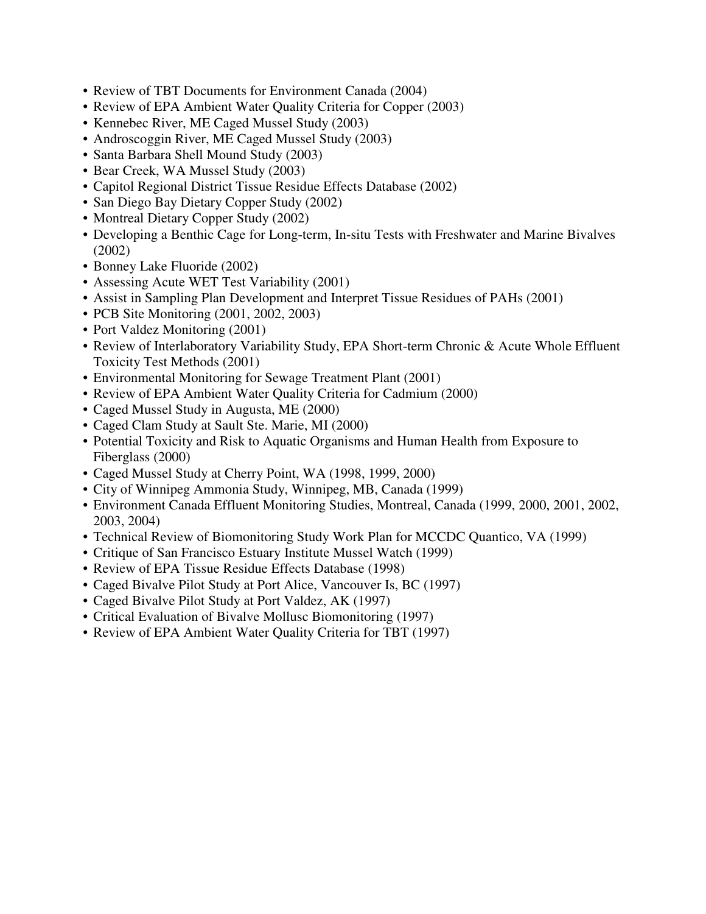- Review of TBT Documents for Environment Canada (2004)
- Review of EPA Ambient Water Quality Criteria for Copper (2003)
- Kennebec River, ME Caged Mussel Study (2003)
- Androscoggin River, ME Caged Mussel Study (2003)
- Santa Barbara Shell Mound Study (2003)
- Bear Creek, WA Mussel Study (2003)
- Capitol Regional District Tissue Residue Effects Database (2002)
- San Diego Bay Dietary Copper Study (2002)
- Montreal Dietary Copper Study (2002)
- Developing a Benthic Cage for Long-term, In-situ Tests with Freshwater and Marine Bivalves (2002)
- Bonney Lake Fluoride (2002)
- Assessing Acute WET Test Variability (2001)
- Assist in Sampling Plan Development and Interpret Tissue Residues of PAHs (2001)
- PCB Site Monitoring (2001, 2002, 2003)
- Port Valdez Monitoring (2001)
- Review of Interlaboratory Variability Study, EPA Short-term Chronic & Acute Whole Effluent Toxicity Test Methods (2001)
- Environmental Monitoring for Sewage Treatment Plant (2001)
- Review of EPA Ambient Water Quality Criteria for Cadmium (2000)
- Caged Mussel Study in Augusta, ME (2000)
- Caged Clam Study at Sault Ste. Marie, MI (2000)
- Potential Toxicity and Risk to Aquatic Organisms and Human Health from Exposure to Fiberglass (2000)
- Caged Mussel Study at Cherry Point, WA (1998, 1999, 2000)
- City of Winnipeg Ammonia Study, Winnipeg, MB, Canada (1999)
- Environment Canada Effluent Monitoring Studies, Montreal, Canada (1999, 2000, 2001, 2002, 2003, 2004)
- Technical Review of Biomonitoring Study Work Plan for MCCDC Quantico, VA (1999)
- Critique of San Francisco Estuary Institute Mussel Watch (1999)
- Review of EPA Tissue Residue Effects Database (1998)
- Caged Bivalve Pilot Study at Port Alice, Vancouver Is, BC (1997)
- Caged Bivalve Pilot Study at Port Valdez, AK (1997)
- Critical Evaluation of Bivalve Mollusc Biomonitoring (1997)
- Review of EPA Ambient Water Quality Criteria for TBT (1997)